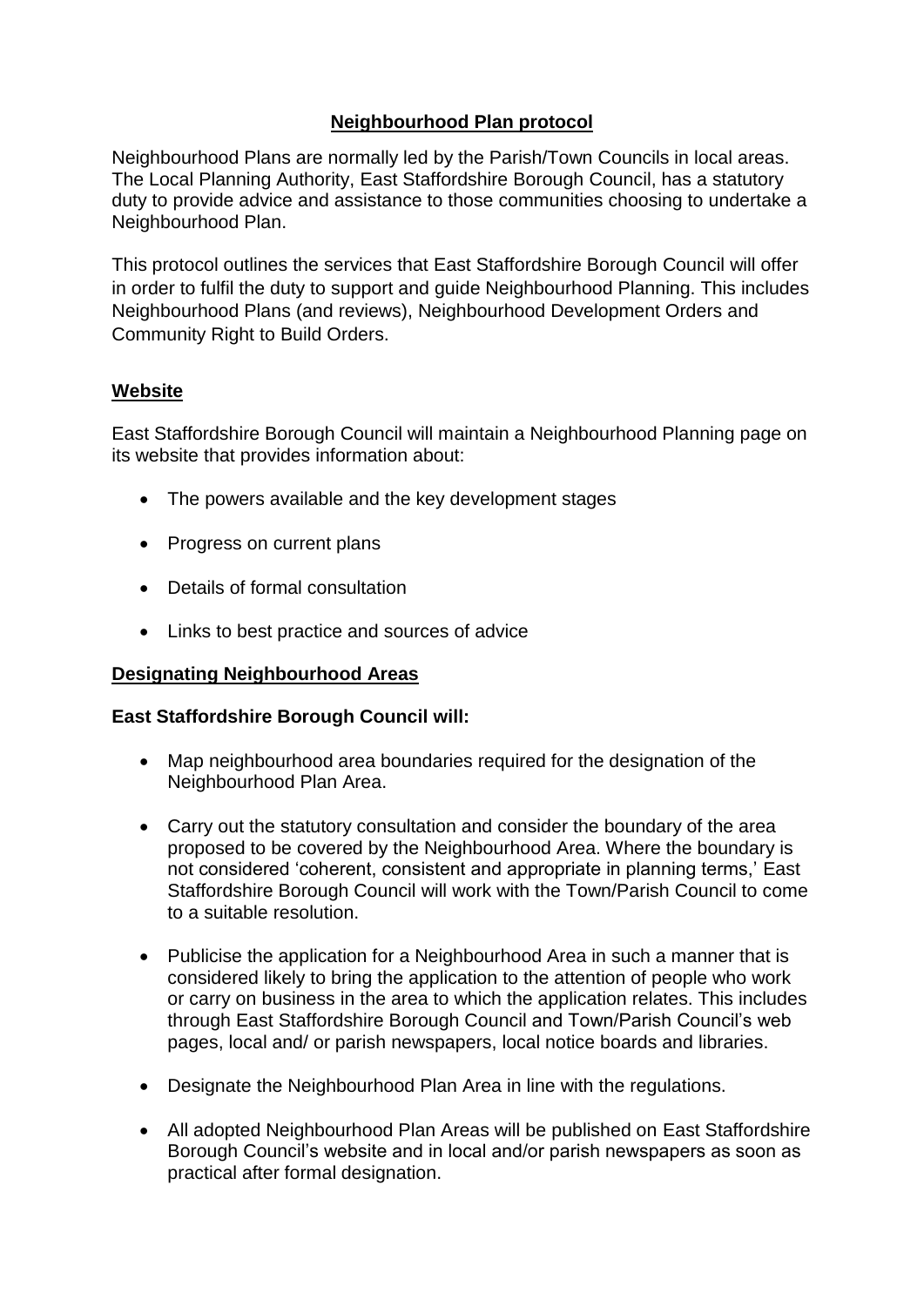# Neighbourhood Plan protocol

Neighbourhood Plans are normally led by the Parish/Town Councils in local areas. The Local Planning Authority, East Staffordshire Borough Council, has a statutory duty to provide advice and assistance to those communities choosing to undertake a Neighbourhood Plan.

This protocol outlines the services that East Staffordshire Borough Council will offer in order to fulfil the duty to support and guide Neighbourhood Planning. This includes Neighbourhood Plans (and reviews), Neighbourhood Development Orders and Community Right to Build Orders.

## Website

East Staffordshire Borough Council will maintain a Neighbourhood Planning page on its website that provides information about:

- The powers available and the key development stages
- Progress on current plans
- Details of formal consultation
- Links to best practice and sources of advice

## Designating Neighbourhood Areas

**East Staffordshire Borough Council will:**

- Map neighbourhood area boundaries required for the designation of the Neighbourhood Plan Area.
- Carry out the statutory consultation and consider the boundary of the area proposed to be covered by the Neighbourhood Area. Where the boundary is not considered 'coherent, consistent and appropriate in planning terms,' East Staffordshire Borough Council will work with the Town/Parish Council to come to a suitable resolution.
- Publicise the application for a Neighbourhood Area in such a manner that is considered likely to bring the application to the attention of people who work or carry on business in the area to which the application relates. This includes through East Staffordshire Borough Council and Town/Parish Council's web pages, local and/ or parish newspapers, local notice boards and libraries.
- Designate the Neighbourhood Plan Area in line with the regulations.
- All adopted Neighbourhood Plan Areas will be published on East Staffordshire Borough Council's website and in local and/or parish newspapers as soon as practical after formal designation.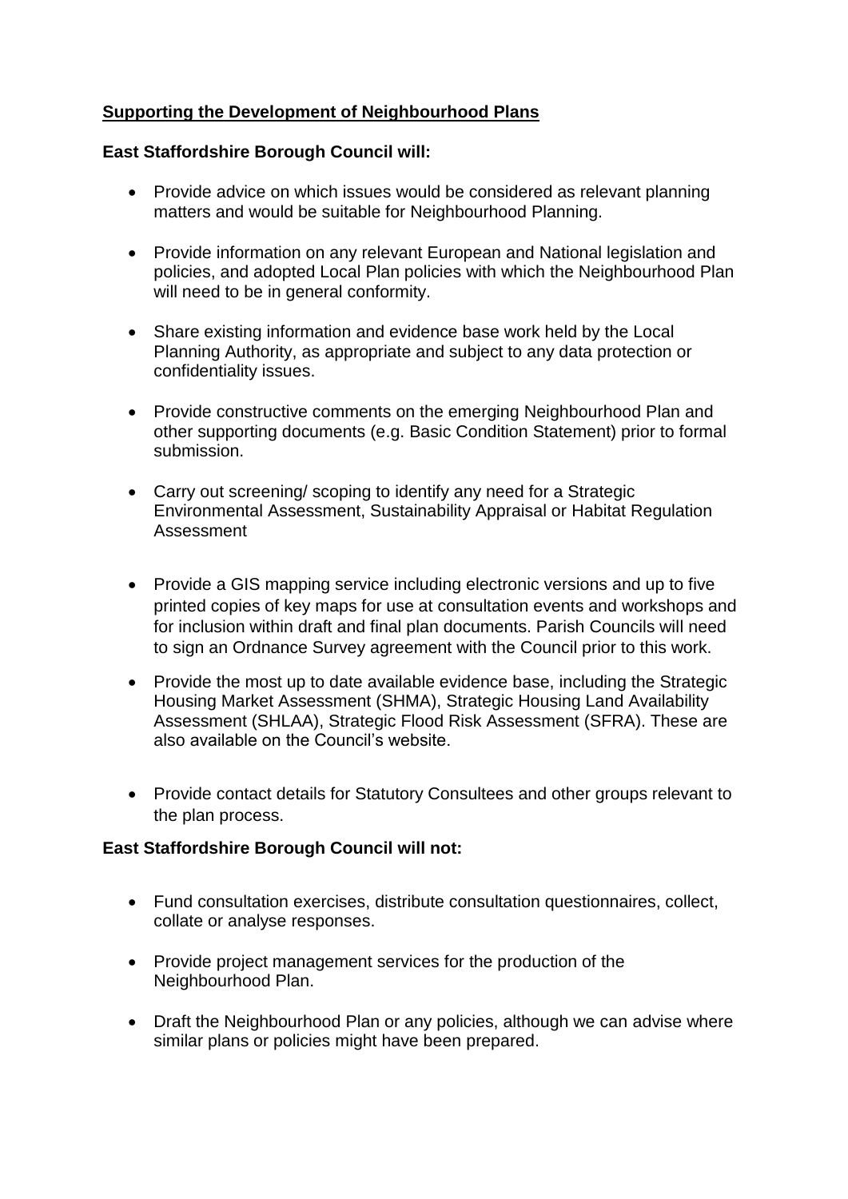## Supporting the Development of Neighbourhood Plans

**East Staffordshire Borough Council will:**

- Provide advice on which issues would be considered as relevant planning matters and would be suitable for Neighbourhood Planning.
- Provide information on any relevant European and National legislation and policies, and adopted Local Plan policies with which the Neighbourhood Plan will need to be in general conformity.
- Share existing information and evidence base work held by the Local Planning Authority, as appropriate and subject to any data protection or confidentiality issues.
- Provide constructive comments on the emerging Neighbourhood Plan and other supporting documents (e.g. Basic Condition Statement) prior to formal submission.
- Carry out screening/ scoping to identify any need for a Strategic Environmental Assessment, Sustainability Appraisal or Habitat Regulation Assessment
- Provide a GIS mapping service including electronic versions and up to five printed copies of key maps for use at consultation events and workshops and for inclusion within draft and final plan documents. Parish Councils will need to sign an Ordnance Survey agreement with the Council prior to this work.
- Provide the most up to date available evidence base, including the Strategic Housing Market Assessment (SHMA), Strategic Housing Land Availability Assessment (SHLAA), Strategic Flood Risk Assessment (SFRA). These are also available on the Council's website.
- Provide contact details for Statutory Consultees and other groups relevant to the plan process.

**East Staffordshire Borough Council will not:**

- Fund consultation exercises, distribute consultation questionnaires, collect, collate or analyse responses.
- Provide project management services for the production of the Neighbourhood Plan.
- Draft the Neighbourhood Plan or any policies, although we can advise where similar plans or policies might have been prepared.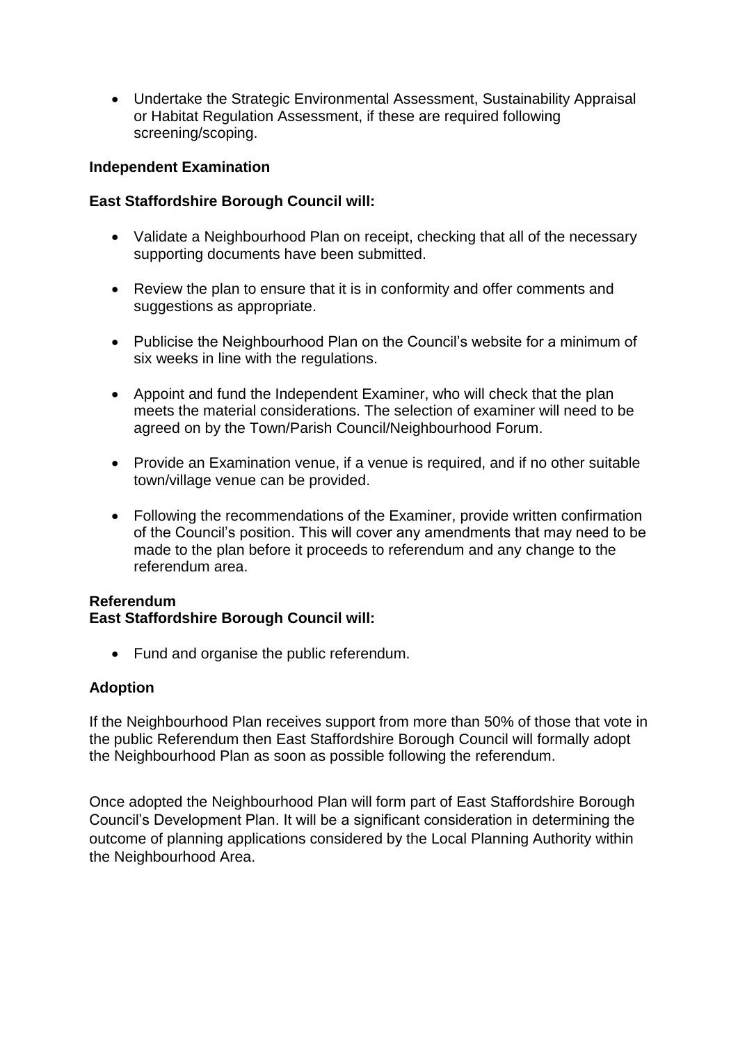- Undertake the Strategic Environmental Assessment, Sustainability Appraisal or Habitat Regulation Assessment, if these are required following screening/scoping.

**Independent Examination**

**East Staffordshire Borough Council will:**

- Validate a Neighbourhood Plan on receipt, checking that all of the necessary supporting documents have been submitted.

- Review the plan to ensure that it is in conformity and offer comments and suggestions as appropriate.

- Publicise the Neighbourhood Plan on the Council's website for a minimum of six weeks in line with the regulations.

- Appoint and fund the Independent Examiner, who will check that the plan meets the material considerations. The selection of examiner will need to be agreed on by the Town/Parish Council/Neighbourhood Forum.

- Provide an Examination venue, if a venue is required, and if no other suitable town/village venue can be provided.

- Following the recommendations of the Examiner, provide written confirmation of the Council's position. This will cover any amendments that may need to be made to the plan before it proceeds to referendum and any change to the referendum area.

**Referendum**

**East Staffordshire Borough Council will:**

- Fund and organise the public referendum.

**Adoption**

If the Neighbourhood Plan receives support from more than 50% of those that vote in the public Referendum then East Staffordshire Borough Council will formally adopt the Neighbourhood Plan as soon as possible following the referendum.

Once adopted the Neighbourhood Plan will form part of East Staffordshire Borough Council's Development Plan. It will be a significant consideration in determining the outcome of planning applications considered by the Local Planning Authority within the Neighbourhood Area.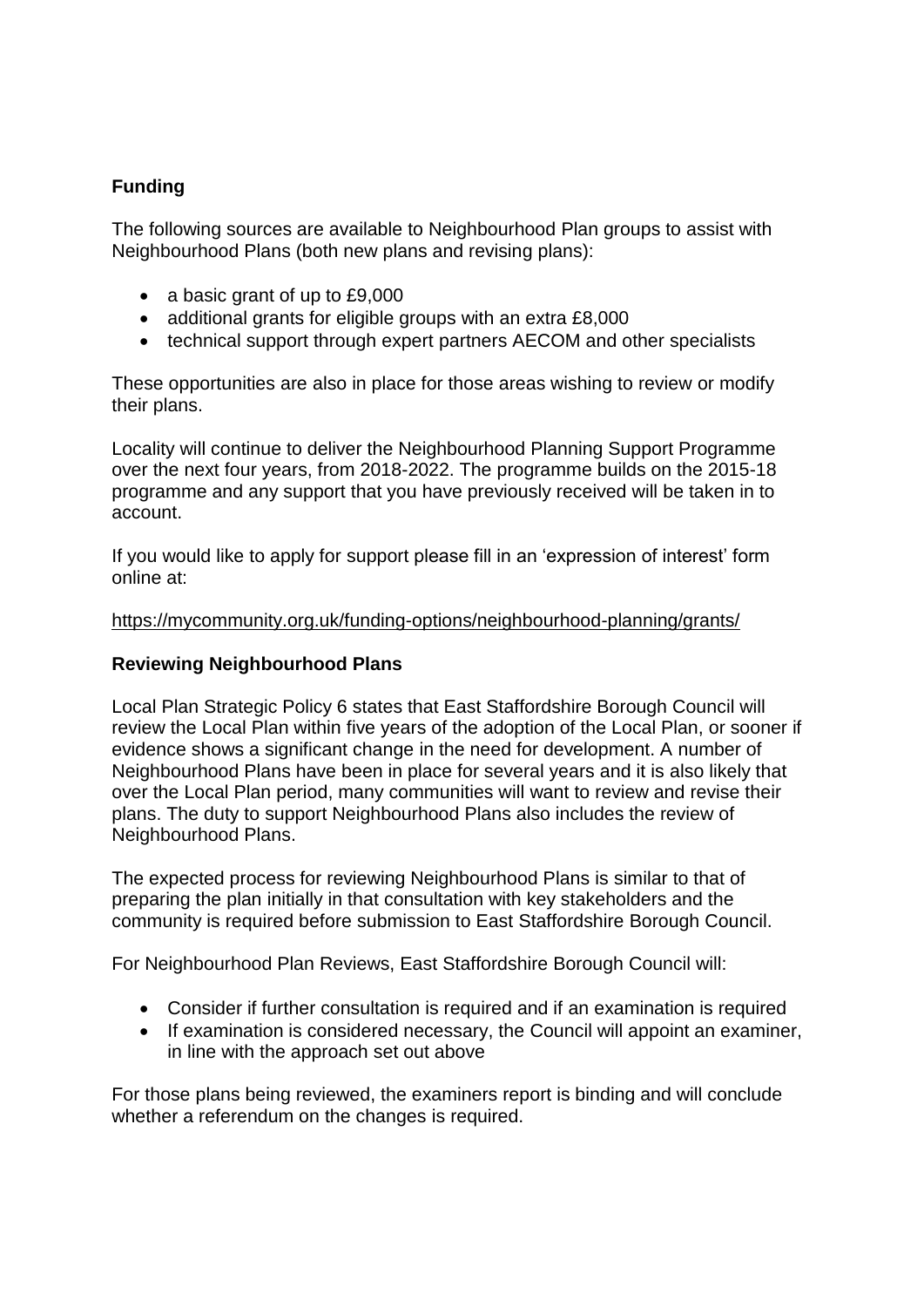**Funding**

The following sources are available to Neighbourhood Plan groups to assist with Neighbourhood Plans (both new plans and revising plans):

- a basic grant of up to £9,000
- additional grants for eligible groups with an extra £8,000
- technical support through expert partners AECOM and other specialists

These opportunities are also in place for those areas wishing to review or modify their plans.

Locality will continue to deliver the Neighbourhood Planning Support Programme over the next four years, from 2018-2022. The programme builds on the 2015-18 programme and any support that you have previously received will be taken in to account.

If you would like to apply for support please fill in an 'expression of interest' form online at:

https://mycommunity.org.uk/funding-options/neighbourhood-planning/grants/

**Reviewing Neighbourhood Plans**

Local Plan Strategic Policy 6 states that East Staffordshire Borough Council will review the Local Plan within five years of the adoption of the Local Plan, or sooner if evidence shows a significant change in the need for development. A number of Neighbourhood Plans have been in place for several years and it is also likely that over the Local Plan period, many communities will want to review and revise their plans. The duty to support Neighbourhood Plans also includes the review of Neighbourhood Plans.

The expected process for reviewing Neighbourhood Plans is similar to that of preparing the plan initially in that consultation with key stakeholders and the community is required before submission to East Staffordshire Borough Council.

For Neighbourhood Plan Reviews, East Staffordshire Borough Council will:

- Consider if further consultation is required and if an examination is required
- If examination is considered necessary, the Council will appoint an examiner, in line with the approach set out above

For those plans being reviewed, the examiners report is binding and will conclude whether a referendum on the changes is required.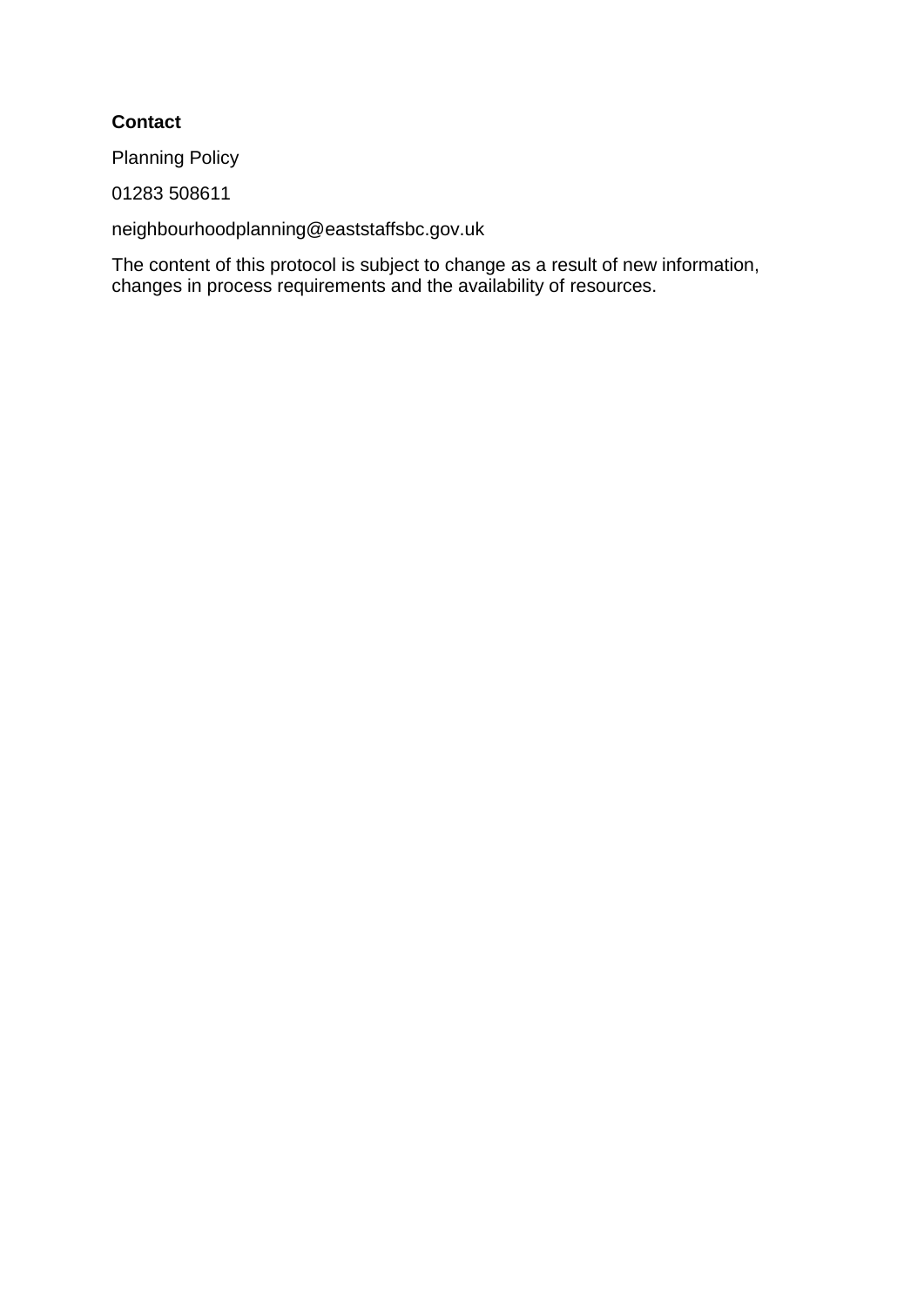**Contact**

Planning Policy

01283 508611

neighbourhoodplanning@eaststaffsbc.gov.uk

The content of this protocol is subject to change as a result of new information, changes in process requirements and the availability of resources.